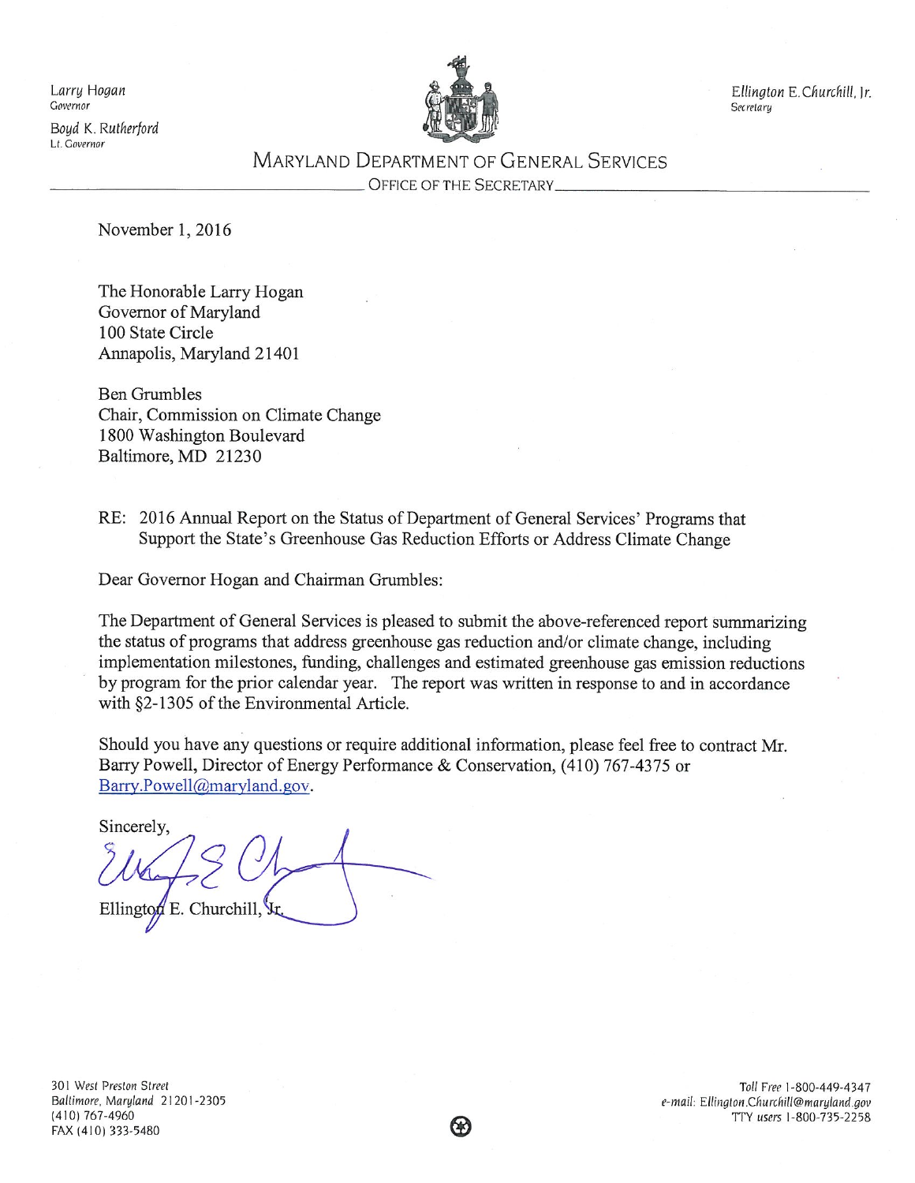Larry Hogan
Governor

Boyd K. Rutherford
Lt. Governor

Ellington E. Churchill, Jr.
Secretary

MARYLAND DEPARTMENT OF GENERAL SERVICES

OFFICE OF THE SECRETARY

November 1, 2016

The Honorable Larry Hogan
Governor of Maryland
100 State Circle
Annapolis, Maryland 21401

Ben Grumbles
Chair, Commission on Climate Change
1800 Washington Boulevard
Baltimore, MD 21230

RE: 2016 Annual Report on the Status of Department of General Services' Programs that Support the State's Greenhouse Gas Reduction Efforts or Address Climate Change

Dear Governor Hogan and Chairman Grumbles:

The Department of General Services is pleased to submit the above-referenced report summarizing the status of programs that address greenhouse gas reduction and/or climate change, including implementation milestones, funding, challenges and estimated greenhouse gas emission reductions by program for the prior calendar year. The report was written in response to and in accordance with §2-1305 of the Environmental Article.

Should you have any questions or require additional information, please feel free to contract Mr. Barry Powell, Director of Energy Performance & Conservation, (410) 767-4375 or Barry.Powell@maryland.gov.

Sincerely,

Ellington E. Churchill, Jr.

301 West Preston Street
Baltimore, Maryland 21201-2305
(410) 767-4960
FAX (410) 333-5480

Toll Free 1-800-449-4347
e-mail: Ellington.Churchill@maryland.gov
TTY users 1-800-735-2258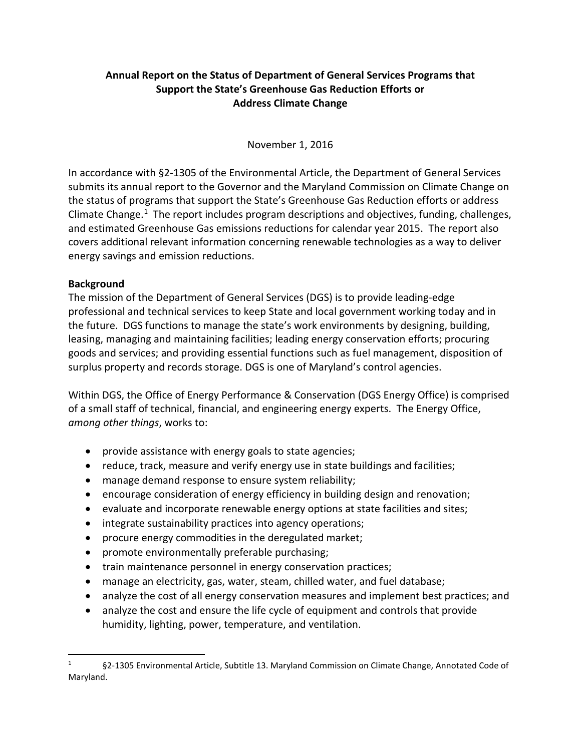**Annual Report on the Status of Department of General Services Programs that Support the State's Greenhouse Gas Reduction Efforts or Address Climate Change**

November 1, 2016

In accordance with §2-1305 of the Environmental Article, the Department of General Services submits its annual report to the Governor and the Maryland Commission on Climate Change on the status of programs that support the State's Greenhouse Gas Reduction efforts or address Climate Change.[1] The report includes program descriptions and objectives, funding, challenges, and estimated Greenhouse Gas emissions reductions for calendar year 2015. The report also covers additional relevant information concerning renewable technologies as a way to deliver energy savings and emission reductions.

**Background**

The mission of the Department of General Services (DGS) is to provide leading-edge professional and technical services to keep State and local government working today and in the future. DGS functions to manage the state's work environments by designing, building, leasing, managing and maintaining facilities; leading energy conservation efforts; procuring goods and services; and providing essential functions such as fuel management, disposition of surplus property and records storage. DGS is one of Maryland's control agencies.

Within DGS, the Office of Energy Performance & Conservation (DGS Energy Office) is comprised of a small staff of technical, financial, and engineering energy experts. The Energy Office, *among other things*, works to:

- provide assistance with energy goals to state agencies;
- reduce, track, measure and verify energy use in state buildings and facilities;
- manage demand response to ensure system reliability;
- encourage consideration of energy efficiency in building design and renovation;
- evaluate and incorporate renewable energy options at state facilities and sites;
- integrate sustainability practices into agency operations;
- procure energy commodities in the deregulated market;
- promote environmentally preferable purchasing;
- train maintenance personnel in energy conservation practices;
- manage an electricity, gas, water, steam, chilled water, and fuel database;
- analyze the cost of all energy conservation measures and implement best practices; and
- analyze the cost and ensure the life cycle of equipment and controls that provide humidity, lighting, power, temperature, and ventilation.

---

[1] §2-1305 Environmental Article, Subtitle 13. Maryland Commission on Climate Change, Annotated Code of Maryland.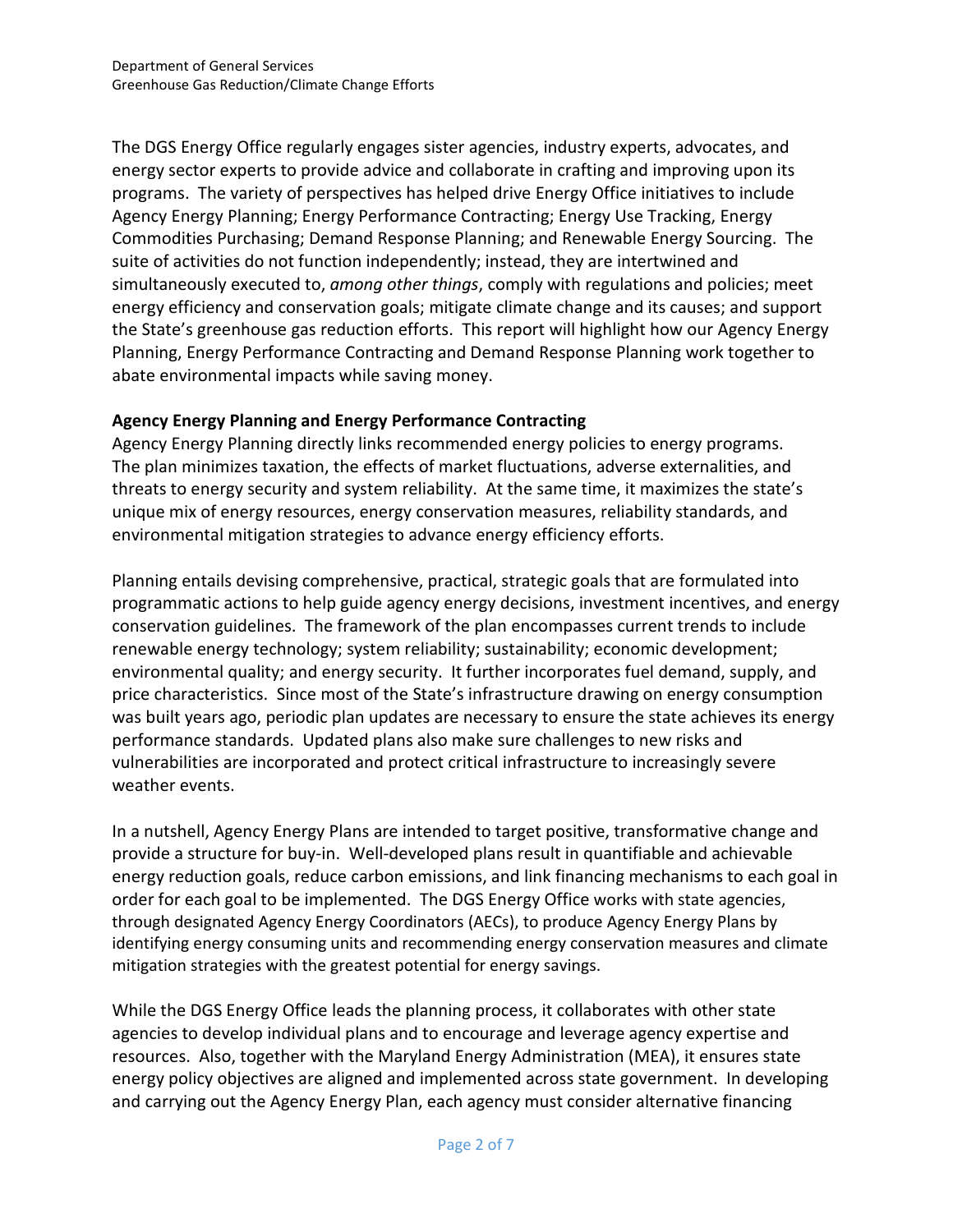The DGS Energy Office regularly engages sister agencies, industry experts, advocates, and energy sector experts to provide advice and collaborate in crafting and improving upon its programs. The variety of perspectives has helped drive Energy Office initiatives to include Agency Energy Planning; Energy Performance Contracting; Energy Use Tracking, Energy Commodities Purchasing; Demand Response Planning; and Renewable Energy Sourcing. The suite of activities do not function independently; instead, they are intertwined and simultaneously executed to, *among other things*, comply with regulations and policies; meet energy efficiency and conservation goals; mitigate climate change and its causes; and support the State's greenhouse gas reduction efforts. This report will highlight how our Agency Energy Planning, Energy Performance Contracting and Demand Response Planning work together to abate environmental impacts while saving money.

**Agency Energy Planning and Energy Performance Contracting**

Agency Energy Planning directly links recommended energy policies to energy programs. The plan minimizes taxation, the effects of market fluctuations, adverse externalities, and threats to energy security and system reliability. At the same time, it maximizes the state's unique mix of energy resources, energy conservation measures, reliability standards, and environmental mitigation strategies to advance energy efficiency efforts.

Planning entails devising comprehensive, practical, strategic goals that are formulated into programmatic actions to help guide agency energy decisions, investment incentives, and energy conservation guidelines. The framework of the plan encompasses current trends to include renewable energy technology; system reliability; sustainability; economic development; environmental quality; and energy security. It further incorporates fuel demand, supply, and price characteristics. Since most of the State's infrastructure drawing on energy consumption was built years ago, periodic plan updates are necessary to ensure the state achieves its energy performance standards. Updated plans also make sure challenges to new risks and vulnerabilities are incorporated and protect critical infrastructure to increasingly severe weather events.

In a nutshell, Agency Energy Plans are intended to target positive, transformative change and provide a structure for buy-in. Well-developed plans result in quantifiable and achievable energy reduction goals, reduce carbon emissions, and link financing mechanisms to each goal in order for each goal to be implemented. The DGS Energy Office works with state agencies, through designated Agency Energy Coordinators (AECs), to produce Agency Energy Plans by identifying energy consuming units and recommending energy conservation measures and climate mitigation strategies with the greatest potential for energy savings.

While the DGS Energy Office leads the planning process, it collaborates with other state agencies to develop individual plans and to encourage and leverage agency expertise and resources. Also, together with the Maryland Energy Administration (MEA), it ensures state energy policy objectives are aligned and implemented across state government. In developing and carrying out the Agency Energy Plan, each agency must consider alternative financing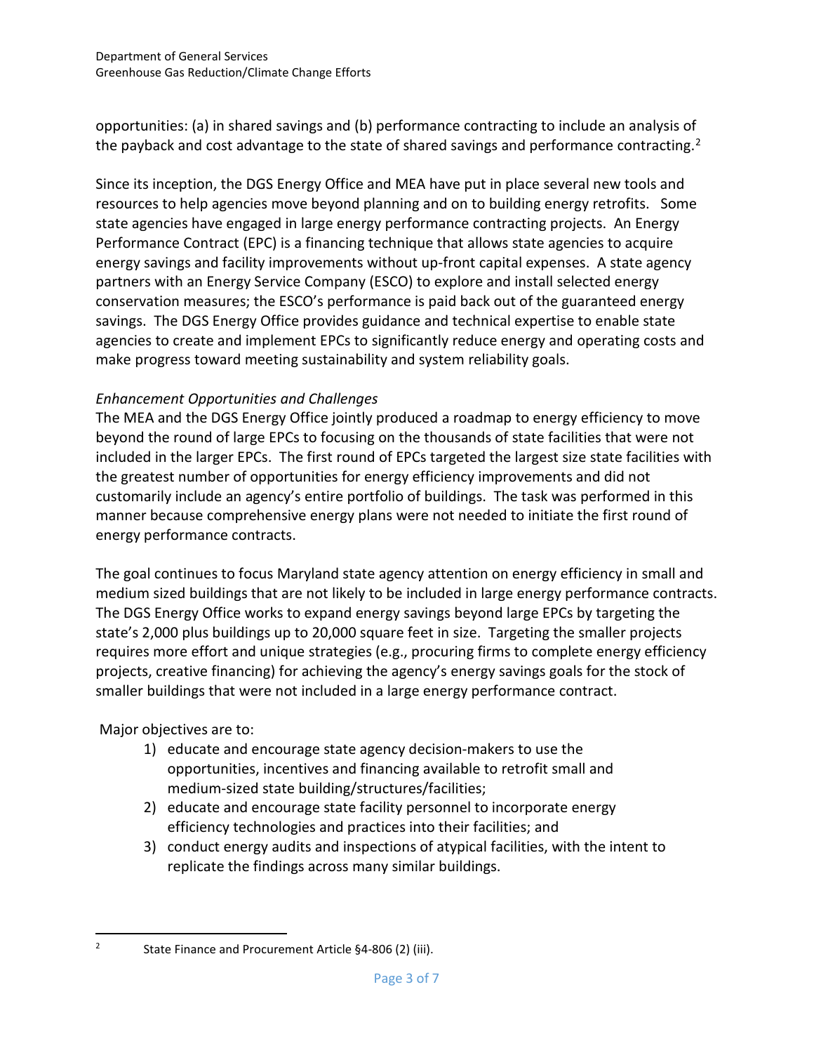opportunities: (a) in shared savings and (b) performance contracting to include an analysis of the payback and cost advantage to the state of shared savings and performance contracting.[2]

Since its inception, the DGS Energy Office and MEA have put in place several new tools and resources to help agencies move beyond planning and on to building energy retrofits. Some state agencies have engaged in large energy performance contracting projects. An Energy Performance Contract (EPC) is a financing technique that allows state agencies to acquire energy savings and facility improvements without up-front capital expenses. A state agency partners with an Energy Service Company (ESCO) to explore and install selected energy conservation measures; the ESCO's performance is paid back out of the guaranteed energy savings. The DGS Energy Office provides guidance and technical expertise to enable state agencies to create and implement EPCs to significantly reduce energy and operating costs and make progress toward meeting sustainability and system reliability goals.

*Enhancement Opportunities and Challenges*

The MEA and the DGS Energy Office jointly produced a roadmap to energy efficiency to move beyond the round of large EPCs to focusing on the thousands of state facilities that were not included in the larger EPCs. The first round of EPCs targeted the largest size state facilities with the greatest number of opportunities for energy efficiency improvements and did not customarily include an agency's entire portfolio of buildings. The task was performed in this manner because comprehensive energy plans were not needed to initiate the first round of energy performance contracts.

The goal continues to focus Maryland state agency attention on energy efficiency in small and medium sized buildings that are not likely to be included in large energy performance contracts. The DGS Energy Office works to expand energy savings beyond large EPCs by targeting the state's 2,000 plus buildings up to 20,000 square feet in size. Targeting the smaller projects requires more effort and unique strategies (e.g., procuring firms to complete energy efficiency projects, creative financing) for achieving the agency's energy savings goals for the stock of smaller buildings that were not included in a large energy performance contract.

Major objectives are to:

1) educate and encourage state agency decision-makers to use the opportunities, incentives and financing available to retrofit small and medium-sized state building/structures/facilities;
2) educate and encourage state facility personnel to incorporate energy efficiency technologies and practices into their facilities; and
3) conduct energy audits and inspections of atypical facilities, with the intent to replicate the findings across many similar buildings.

---

[2] State Finance and Procurement Article §4-806 (2) (iii).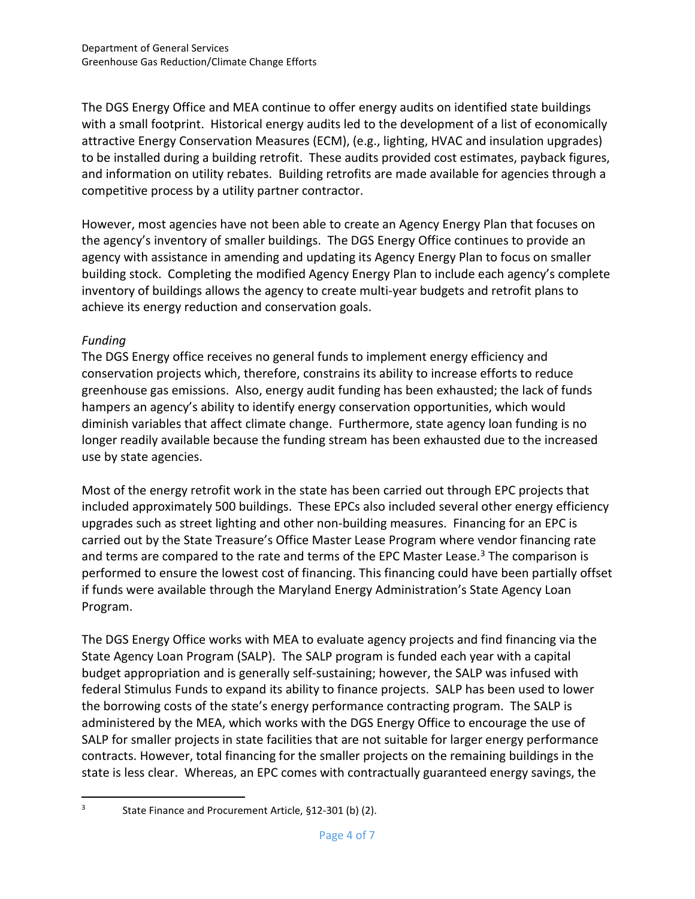The DGS Energy Office and MEA continue to offer energy audits on identified state buildings with a small footprint. Historical energy audits led to the development of a list of economically attractive Energy Conservation Measures (ECM), (e.g., lighting, HVAC and insulation upgrades) to be installed during a building retrofit. These audits provided cost estimates, payback figures, and information on utility rebates. Building retrofits are made available for agencies through a competitive process by a utility partner contractor.

However, most agencies have not been able to create an Agency Energy Plan that focuses on the agency's inventory of smaller buildings. The DGS Energy Office continues to provide an agency with assistance in amending and updating its Agency Energy Plan to focus on smaller building stock. Completing the modified Agency Energy Plan to include each agency's complete inventory of buildings allows the agency to create multi-year budgets and retrofit plans to achieve its energy reduction and conservation goals.

*Funding*

The DGS Energy office receives no general funds to implement energy efficiency and conservation projects which, therefore, constrains its ability to increase efforts to reduce greenhouse gas emissions. Also, energy audit funding has been exhausted; the lack of funds hampers an agency's ability to identify energy conservation opportunities, which would diminish variables that affect climate change. Furthermore, state agency loan funding is no longer readily available because the funding stream has been exhausted due to the increased use by state agencies.

Most of the energy retrofit work in the state has been carried out through EPC projects that included approximately 500 buildings. These EPCs also included several other energy efficiency upgrades such as street lighting and other non-building measures. Financing for an EPC is carried out by the State Treasure's Office Master Lease Program where vendor financing rate and terms are compared to the rate and terms of the EPC Master Lease.[3] The comparison is performed to ensure the lowest cost of financing. This financing could have been partially offset if funds were available through the Maryland Energy Administration's State Agency Loan Program.

The DGS Energy Office works with MEA to evaluate agency projects and find financing via the State Agency Loan Program (SALP). The SALP program is funded each year with a capital budget appropriation and is generally self-sustaining; however, the SALP was infused with federal Stimulus Funds to expand its ability to finance projects. SALP has been used to lower the borrowing costs of the state's energy performance contracting program. The SALP is administered by the MEA, which works with the DGS Energy Office to encourage the use of SALP for smaller projects in state facilities that are not suitable for larger energy performance contracts. However, total financing for the smaller projects on the remaining buildings in the state is less clear. Whereas, an EPC comes with contractually guaranteed energy savings, the

[3] State Finance and Procurement Article, §12-301 (b) (2).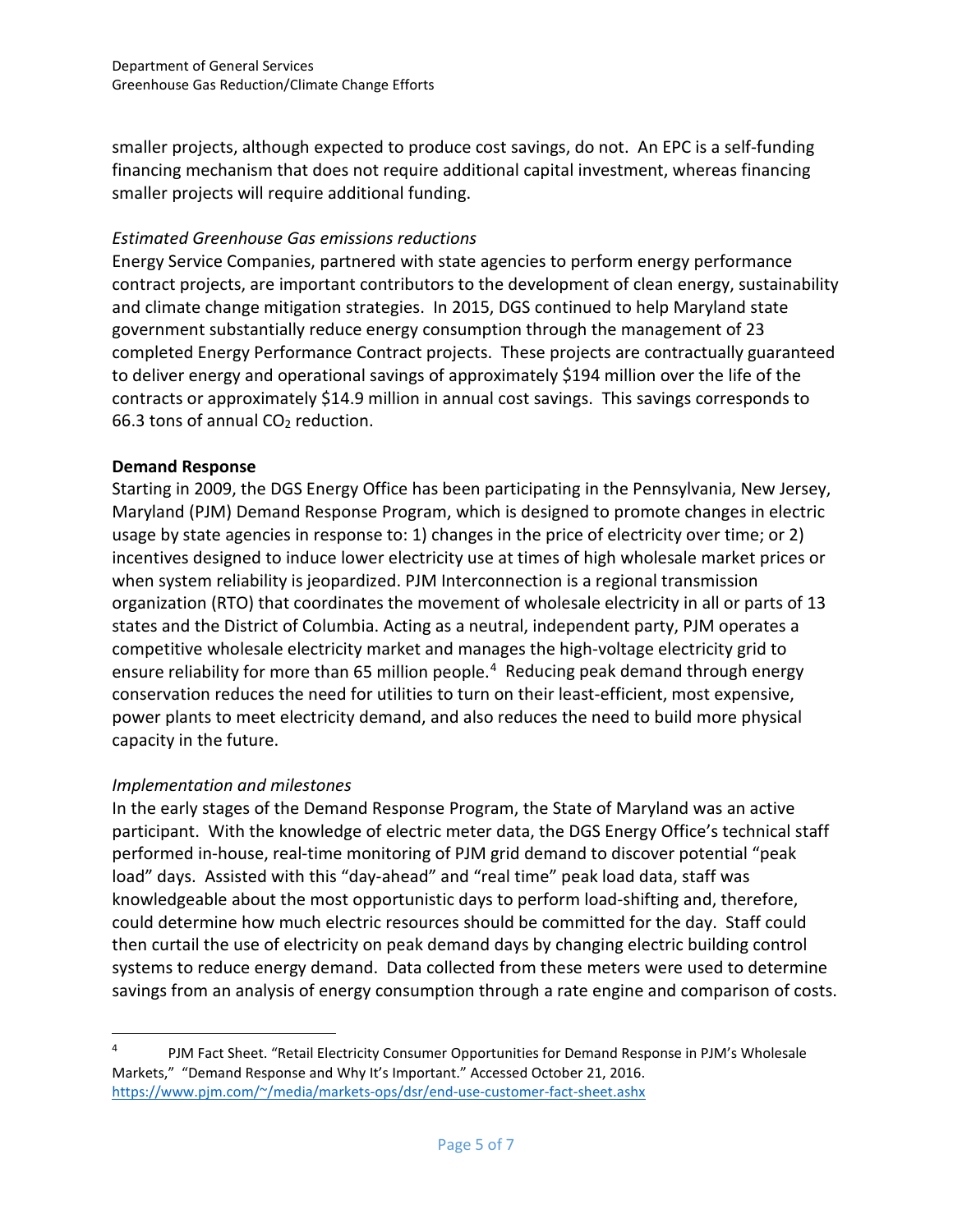smaller projects, although expected to produce cost savings, do not. An EPC is a self-funding financing mechanism that does not require additional capital investment, whereas financing smaller projects will require additional funding.

*Estimated Greenhouse Gas emissions reductions*

Energy Service Companies, partnered with state agencies to perform energy performance contract projects, are important contributors to the development of clean energy, sustainability and climate change mitigation strategies. In 2015, DGS continued to help Maryland state government substantially reduce energy consumption through the management of 23 completed Energy Performance Contract projects. These projects are contractually guaranteed to deliver energy and operational savings of approximately $194 million over the life of the contracts or approximately $14.9 million in annual cost savings. This savings corresponds to 66.3 tons of annual $CO_2$ reduction.

**Demand Response**

Starting in 2009, the DGS Energy Office has been participating in the Pennsylvania, New Jersey, Maryland (PJM) Demand Response Program, which is designed to promote changes in electric usage by state agencies in response to: 1) changes in the price of electricity over time; or 2) incentives designed to induce lower electricity use at times of high wholesale market prices or when system reliability is jeopardized. PJM Interconnection is a regional transmission organization (RTO) that coordinates the movement of wholesale electricity in all or parts of 13 states and the District of Columbia. Acting as a neutral, independent party, PJM operates a competitive wholesale electricity market and manages the high-voltage electricity grid to ensure reliability for more than 65 million people.[4] Reducing peak demand through energy conservation reduces the need for utilities to turn on their least-efficient, most expensive, power plants to meet electricity demand, and also reduces the need to build more physical capacity in the future.

*Implementation and milestones*

In the early stages of the Demand Response Program, the State of Maryland was an active participant. With the knowledge of electric meter data, the DGS Energy Office's technical staff performed in-house, real-time monitoring of PJM grid demand to discover potential "peak load" days. Assisted with this "day-ahead" and "real time" peak load data, staff was knowledgeable about the most opportunistic days to perform load-shifting and, therefore, could determine how much electric resources should be committed for the day. Staff could then curtail the use of electricity on peak demand days by changing electric building control systems to reduce energy demand. Data collected from these meters were used to determine savings from an analysis of energy consumption through a rate engine and comparison of costs.

---

[4] PJM Fact Sheet. "Retail Electricity Consumer Opportunities for Demand Response in PJM's Wholesale Markets," "Demand Response and Why It's Important." Accessed October 21, 2016. https://www.pjm.com/~/media/markets-ops/dsr/end-use-customer-fact-sheet.ashx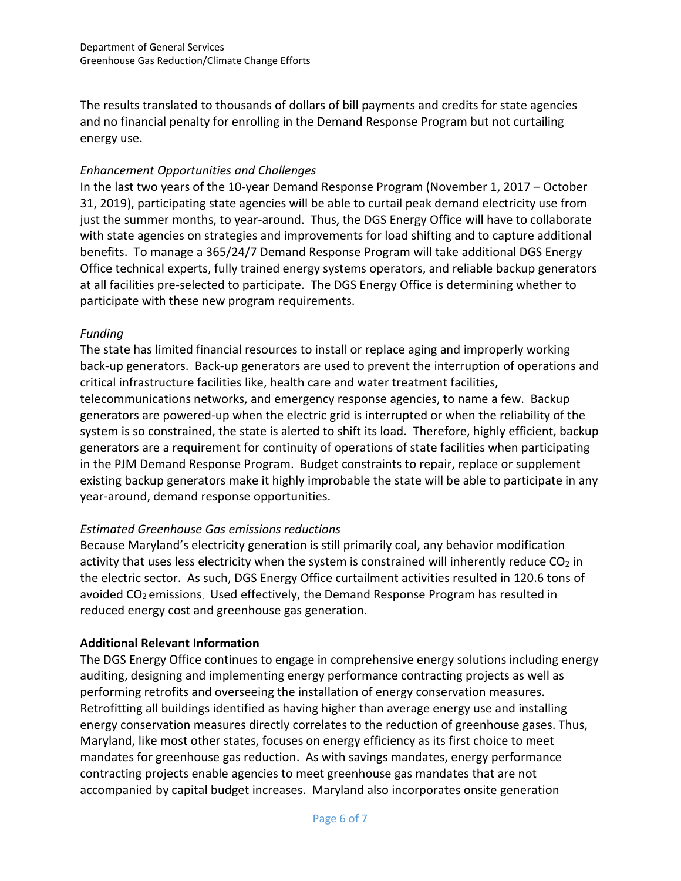The results translated to thousands of dollars of bill payments and credits for state agencies and no financial penalty for enrolling in the Demand Response Program but not curtailing energy use.

*Enhancement Opportunities and Challenges*

In the last two years of the 10-year Demand Response Program (November 1, 2017 – October 31, 2019), participating state agencies will be able to curtail peak demand electricity use from just the summer months, to year-around. Thus, the DGS Energy Office will have to collaborate with state agencies on strategies and improvements for load shifting and to capture additional benefits. To manage a 365/24/7 Demand Response Program will take additional DGS Energy Office technical experts, fully trained energy systems operators, and reliable backup generators at all facilities pre-selected to participate. The DGS Energy Office is determining whether to participate with these new program requirements.

*Funding*

The state has limited financial resources to install or replace aging and improperly working back-up generators. Back-up generators are used to prevent the interruption of operations and critical infrastructure facilities like, health care and water treatment facilities, telecommunications networks, and emergency response agencies, to name a few. Backup generators are powered-up when the electric grid is interrupted or when the reliability of the system is so constrained, the state is alerted to shift its load. Therefore, highly efficient, backup generators are a requirement for continuity of operations of state facilities when participating in the PJM Demand Response Program. Budget constraints to repair, replace or supplement existing backup generators make it highly improbable the state will be able to participate in any year-around, demand response opportunities.

*Estimated Greenhouse Gas emissions reductions*

Because Maryland's electricity generation is still primarily coal, any behavior modification activity that uses less electricity when the system is constrained will inherently reduce $CO_2$ in the electric sector. As such, DGS Energy Office curtailment activities resulted in 120.6 tons of avoided $CO_2$ emissions. Used effectively, the Demand Response Program has resulted in reduced energy cost and greenhouse gas generation.

**Additional Relevant Information**

The DGS Energy Office continues to engage in comprehensive energy solutions including energy auditing, designing and implementing energy performance contracting projects as well as performing retrofits and overseeing the installation of energy conservation measures. Retrofitting all buildings identified as having higher than average energy use and installing energy conservation measures directly correlates to the reduction of greenhouse gases. Thus, Maryland, like most other states, focuses on energy efficiency as its first choice to meet mandates for greenhouse gas reduction. As with savings mandates, energy performance contracting projects enable agencies to meet greenhouse gas mandates that are not accompanied by capital budget increases. Maryland also incorporates onsite generation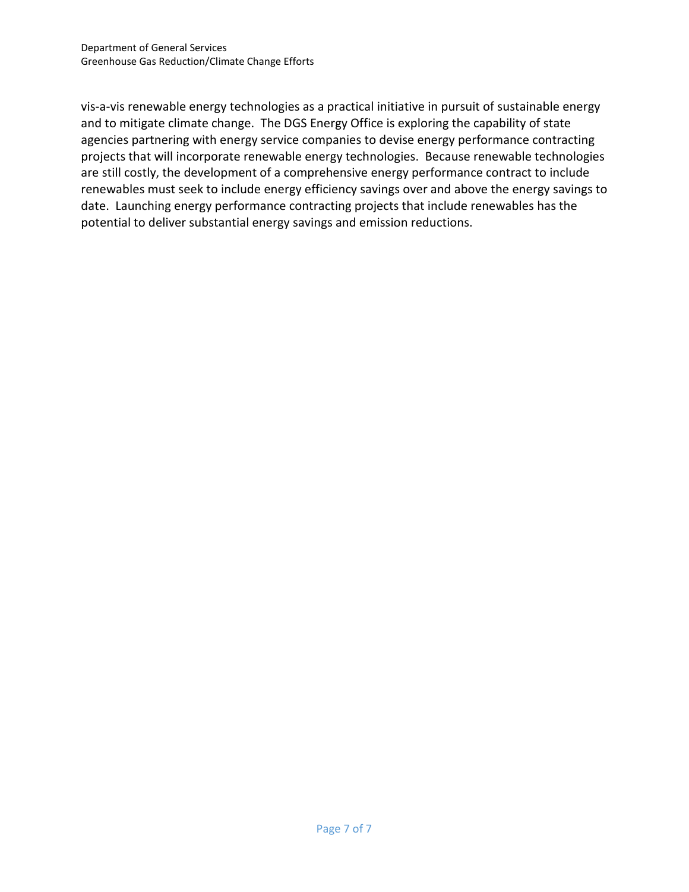vis-a-vis renewable energy technologies as a practical initiative in pursuit of sustainable energy and to mitigate climate change. The DGS Energy Office is exploring the capability of state agencies partnering with energy service companies to devise energy performance contracting projects that will incorporate renewable energy technologies. Because renewable technologies are still costly, the development of a comprehensive energy performance contract to include renewables must seek to include energy efficiency savings over and above the energy savings to date. Launching energy performance contracting projects that include renewables has the potential to deliver substantial energy savings and emission reductions.